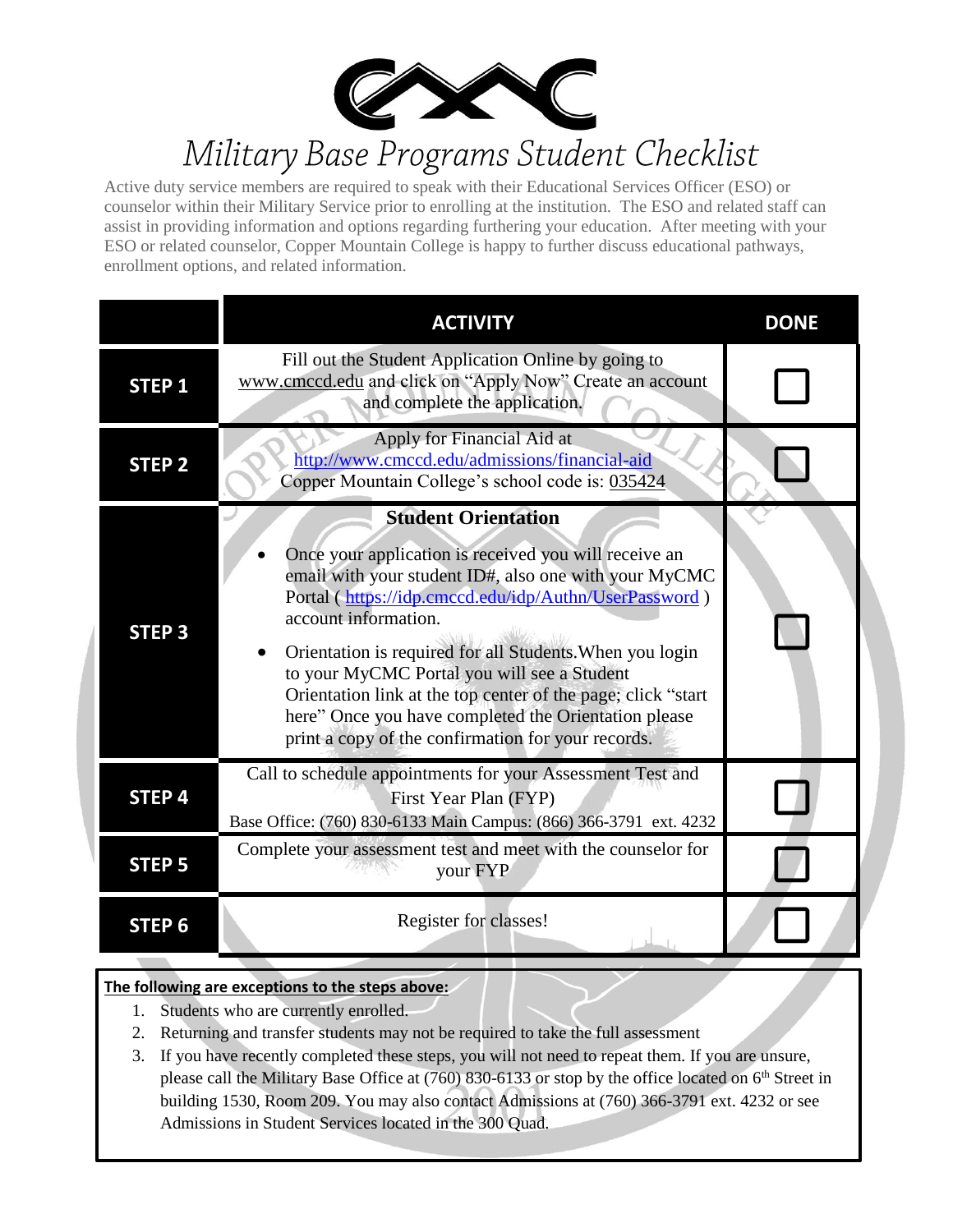# Military Base Programs Student Checklist

Active duty service members are required to speak with their Educational Services Officer (ESO) or counselor within their Military Service prior to enrolling at the institution. The ESO and related staff can assist in providing information and options regarding furthering your education. After meeting with your ESO or related counselor, Copper Mountain College is happy to further discuss educational pathways, enrollment options, and related information.

| | ACTIVITY | DONE |
|---|---|---|
| **STEP 1** | Fill out the Student Application Online by going to www.cmccd.edu and click on "Apply Now" Create an account and complete the application. | ☐ |
| **STEP 2** | Apply for Financial Aid at http://www.cmccd.edu/admissions/financial-aid Copper Mountain College's school code is: 035424 | ☐ |
| **STEP 3** | **Student Orientation**<br>• Once your application is received you will receive an email with your student ID#, also one with your MyCMC Portal ( https://idp.cmccd.edu/idp/Authn/UserPassword ) account information.<br>• Orientation is required for all Students.When you login to your MyCMC Portal you will see a Student Orientation link at the top center of the page; click "start here" Once you have completed the Orientation please print a copy of the confirmation for your records. | ☐ |
| **STEP 4** | Call to schedule appointments for your Assessment Test and First Year Plan (FYP)<br>Base Office: (760) 830-6133 Main Campus: (866) 366-3791 ext. 4232 | ☐ |
| **STEP 5** | Complete your assessment test and meet with the counselor for your FYP | ☐ |
| **STEP 6** | Register for classes! | ☐ |

**The following are exceptions to the steps above:**

1. Students who are currently enrolled.
2. Returning and transfer students may not be required to take the full assessment
3. If you have recently completed these steps, you will not need to repeat them. If you are unsure, please call the Military Base Office at (760) 830-6133 or stop by the office located on 6th Street in building 1530, Room 209. You may also contact Admissions at (760) 366-3791 ext. 4232 or see Admissions in Student Services located in the 300 Quad.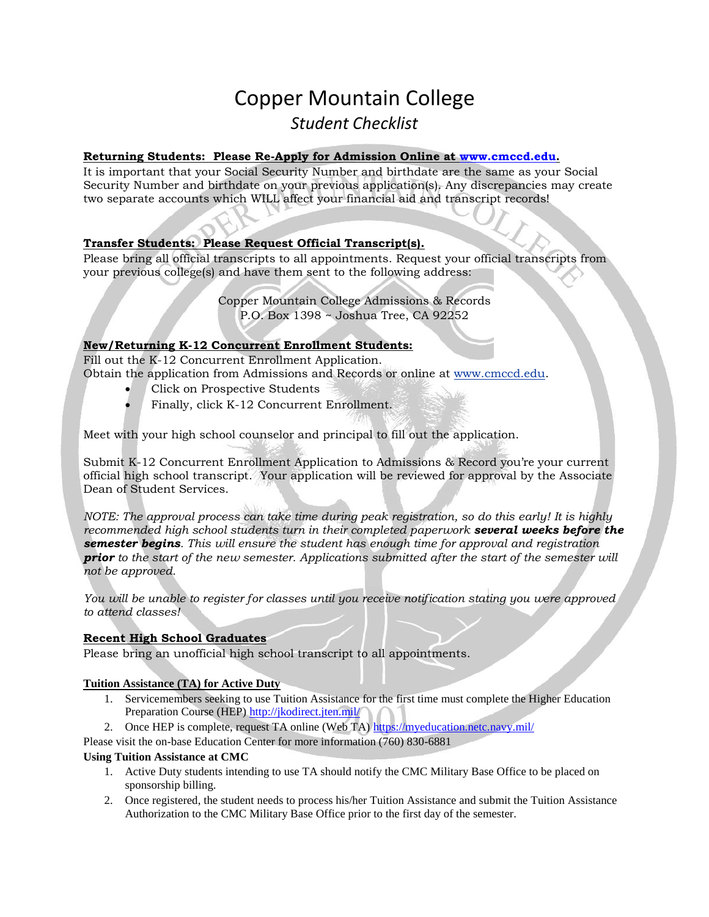# Copper Mountain College

## *Student Checklist*

**Returning Students: Please Re-Apply for Admission Online at www.cmccd.edu.**

It is important that your Social Security Number and birthdate are the same as your Social Security Number and birthdate on your previous application(s). Any discrepancies may create two separate accounts which WILL affect your financial aid and transcript records!

**Transfer Students: Please Request Official Transcript(s).**

Please bring all official transcripts to all appointments. Request your official transcripts from your previous college(s) and have them sent to the following address:

Copper Mountain College Admissions & Records
P.O. Box 1398 ~ Joshua Tree, CA 92252

**New/Returning K-12 Concurrent Enrollment Students:**

Fill out the K-12 Concurrent Enrollment Application.
Obtain the application from Admissions and Records or online at www.cmccd.edu.

- Click on Prospective Students
- Finally, click K-12 Concurrent Enrollment.

Meet with your high school counselor and principal to fill out the application.

Submit K-12 Concurrent Enrollment Application to Admissions & Record you're your current official high school transcript. Your application will be reviewed for approval by the Associate Dean of Student Services.

*NOTE: The approval process can take time during peak registration, so do this early! It is highly recommended high school students turn in their completed paperwork* ***several weeks before the semester begins****. This will ensure the student has enough time for approval and registration* ***prior*** *to the start of the new semester. Applications submitted after the start of the semester will not be approved.*

*You will be unable to register for classes until you receive notification stating you were approved to attend classes!*

**Recent High School Graduates**

Please bring an unofficial high school transcript to all appointments.

**Tuition Assistance (TA) for Active Duty**

1. Servicemembers seeking to use Tuition Assistance for the first time must complete the Higher Education Preparation Course (HEP) http://jkodirect.jten.mil/
2. Once HEP is complete, request TA online (Web TA) https://myeducation.netc.navy.mil/

Please visit the on-base Education Center for more information (760) 830-6881

**Using Tuition Assistance at CMC**

1. Active Duty students intending to use TA should notify the CMC Military Base Office to be placed on sponsorship billing.
2. Once registered, the student needs to process his/her Tuition Assistance and submit the Tuition Assistance Authorization to the CMC Military Base Office prior to the first day of the semester.